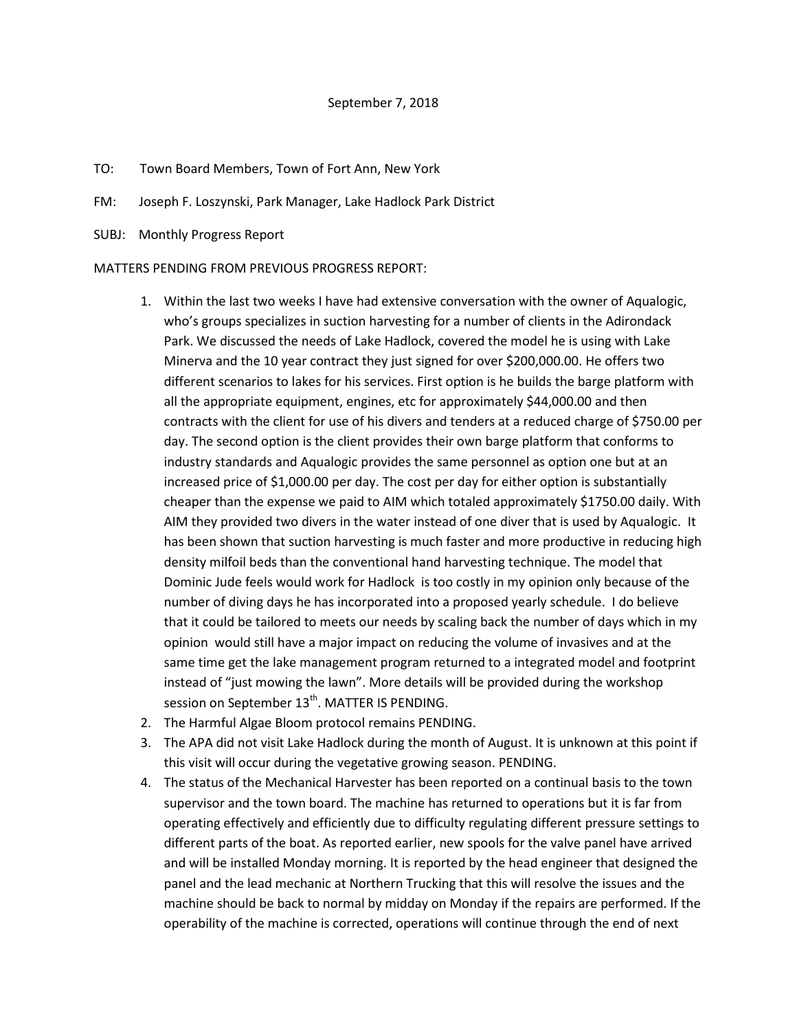September 7, 2018

TO: Town Board Members, Town of Fort Ann, New York

FM: Joseph F. Loszynski, Park Manager, Lake Hadlock Park District

SUBJ: Monthly Progress Report

MATTERS PENDING FROM PREVIOUS PROGRESS REPORT:

1. Within the last two weeks I have had extensive conversation with the owner of Aqualogic, who's groups specializes in suction harvesting for a number of clients in the Adirondack Park. We discussed the needs of Lake Hadlock, covered the model he is using with Lake Minerva and the 10 year contract they just signed for over $200,000.00. He offers two different scenarios to lakes for his services. First option is he builds the barge platform with all the appropriate equipment, engines, etc for approximately $44,000.00 and then contracts with the client for use of his divers and tenders at a reduced charge of $750.00 per day. The second option is the client provides their own barge platform that conforms to industry standards and Aqualogic provides the same personnel as option one but at an increased price of $1,000.00 per day. The cost per day for either option is substantially cheaper than the expense we paid to AIM which totaled approximately $1750.00 daily. With AIM they provided two divers in the water instead of one diver that is used by Aqualogic. It has been shown that suction harvesting is much faster and more productive in reducing high density milfoil beds than the conventional hand harvesting technique. The model that Dominic Jude feels would work for Hadlock is too costly in my opinion only because of the number of diving days he has incorporated into a proposed yearly schedule. I do believe that it could be tailored to meets our needs by scaling back the number of days which in my opinion would still have a major impact on reducing the volume of invasives and at the same time get the lake management program returned to a integrated model and footprint instead of "just mowing the lawn". More details will be provided during the workshop session on September 13th. MATTER IS PENDING.
2. The Harmful Algae Bloom protocol remains PENDING.
3. The APA did not visit Lake Hadlock during the month of August. It is unknown at this point if this visit will occur during the vegetative growing season. PENDING.
4. The status of the Mechanical Harvester has been reported on a continual basis to the town supervisor and the town board. The machine has returned to operations but it is far from operating effectively and efficiently due to difficulty regulating different pressure settings to different parts of the boat. As reported earlier, new spools for the valve panel have arrived and will be installed Monday morning. It is reported by the head engineer that designed the panel and the lead mechanic at Northern Trucking that this will resolve the issues and the machine should be back to normal by midday on Monday if the repairs are performed. If the operability of the machine is corrected, operations will continue through the end of next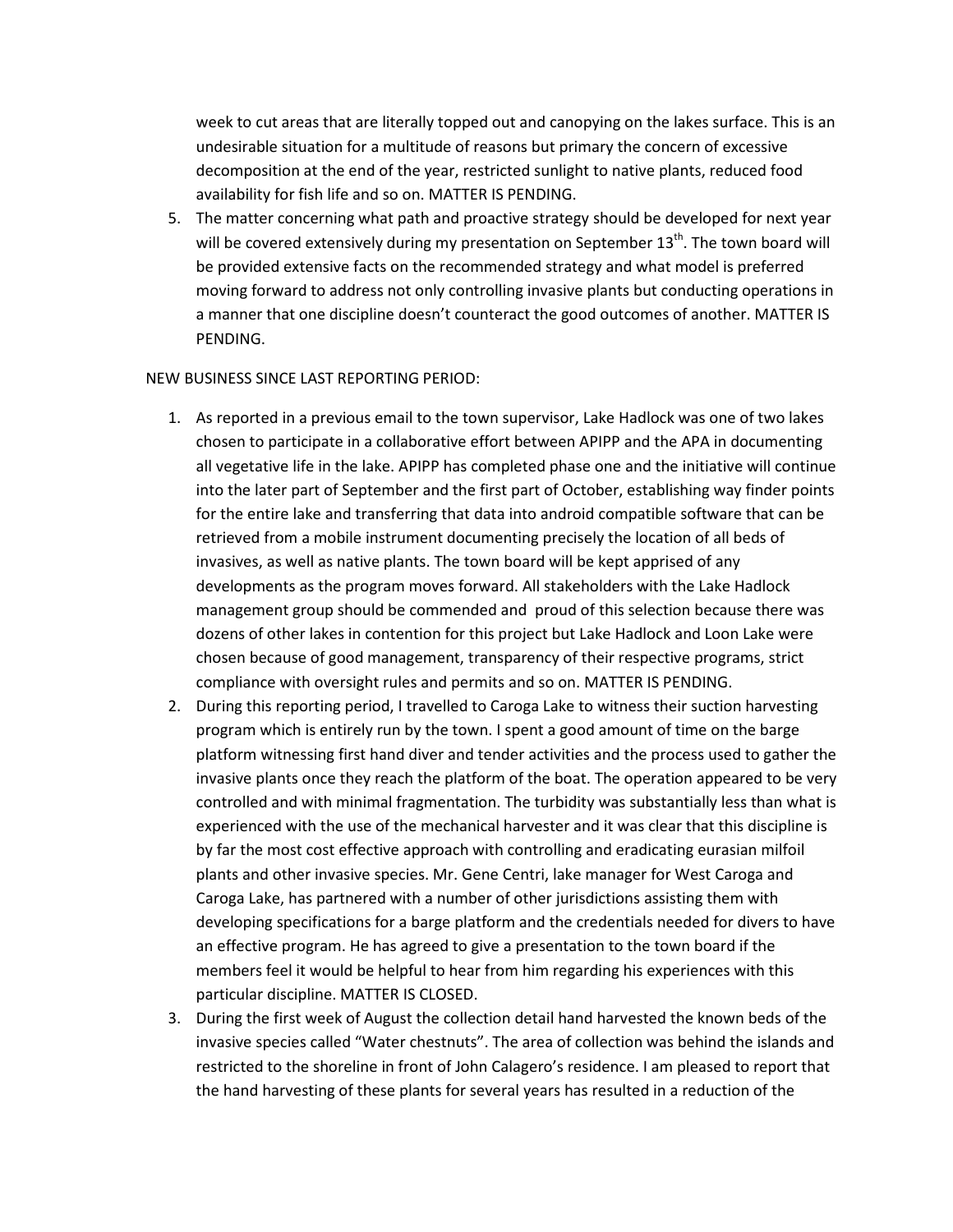week to cut areas that are literally topped out and canopying on the lakes surface. This is an undesirable situation for a multitude of reasons but primary the concern of excessive decomposition at the end of the year, restricted sunlight to native plants, reduced food availability for fish life and so on. MATTER IS PENDING.

5. The matter concerning what path and proactive strategy should be developed for next year will be covered extensively during my presentation on September 13th. The town board will be provided extensive facts on the recommended strategy and what model is preferred moving forward to address not only controlling invasive plants but conducting operations in a manner that one discipline doesn't counteract the good outcomes of another. MATTER IS PENDING.

NEW BUSINESS SINCE LAST REPORTING PERIOD:

1. As reported in a previous email to the town supervisor, Lake Hadlock was one of two lakes chosen to participate in a collaborative effort between APIPP and the APA in documenting all vegetative life in the lake. APIPP has completed phase one and the initiative will continue into the later part of September and the first part of October, establishing way finder points for the entire lake and transferring that data into android compatible software that can be retrieved from a mobile instrument documenting precisely the location of all beds of invasives, as well as native plants. The town board will be kept apprised of any developments as the program moves forward. All stakeholders with the Lake Hadlock management group should be commended and proud of this selection because there was dozens of other lakes in contention for this project but Lake Hadlock and Loon Lake were chosen because of good management, transparency of their respective programs, strict compliance with oversight rules and permits and so on. MATTER IS PENDING.
2. During this reporting period, I travelled to Caroga Lake to witness their suction harvesting program which is entirely run by the town. I spent a good amount of time on the barge platform witnessing first hand diver and tender activities and the process used to gather the invasive plants once they reach the platform of the boat. The operation appeared to be very controlled and with minimal fragmentation. The turbidity was substantially less than what is experienced with the use of the mechanical harvester and it was clear that this discipline is by far the most cost effective approach with controlling and eradicating eurasian milfoil plants and other invasive species. Mr. Gene Centri, lake manager for West Caroga and Caroga Lake, has partnered with a number of other jurisdictions assisting them with developing specifications for a barge platform and the credentials needed for divers to have an effective program. He has agreed to give a presentation to the town board if the members feel it would be helpful to hear from him regarding his experiences with this particular discipline. MATTER IS CLOSED.
3. During the first week of August the collection detail hand harvested the known beds of the invasive species called "Water chestnuts". The area of collection was behind the islands and restricted to the shoreline in front of John Calagero's residence. I am pleased to report that the hand harvesting of these plants for several years has resulted in a reduction of the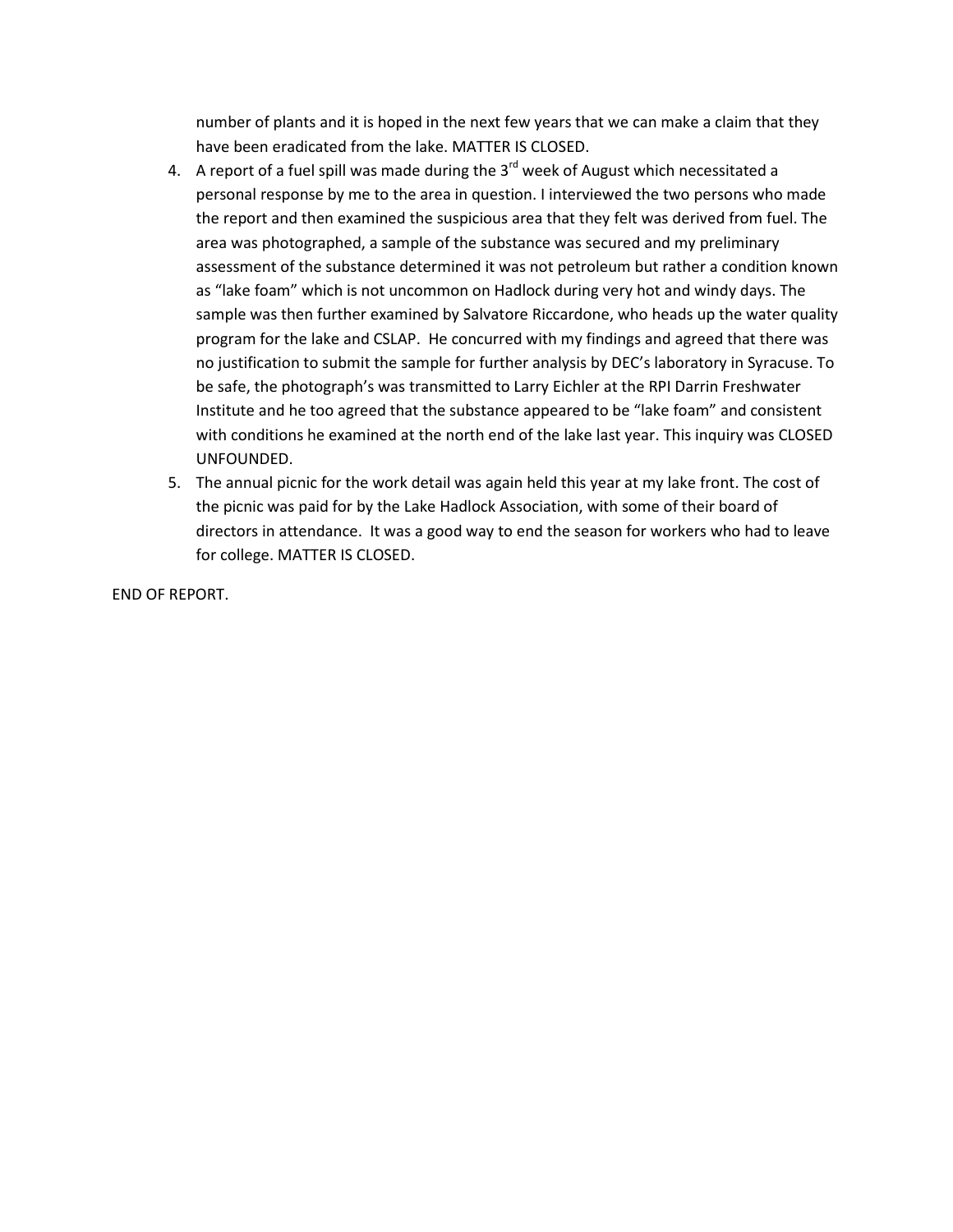number of plants and it is hoped in the next few years that we can make a claim that they have been eradicated from the lake. MATTER IS CLOSED.

4. A report of a fuel spill was made during the 3rd week of August which necessitated a personal response by me to the area in question. I interviewed the two persons who made the report and then examined the suspicious area that they felt was derived from fuel. The area was photographed, a sample of the substance was secured and my preliminary assessment of the substance determined it was not petroleum but rather a condition known as "lake foam" which is not uncommon on Hadlock during very hot and windy days. The sample was then further examined by Salvatore Riccardone, who heads up the water quality program for the lake and CSLAP. He concurred with my findings and agreed that there was no justification to submit the sample for further analysis by DEC's laboratory in Syracuse. To be safe, the photograph's was transmitted to Larry Eichler at the RPI Darrin Freshwater Institute and he too agreed that the substance appeared to be "lake foam" and consistent with conditions he examined at the north end of the lake last year. This inquiry was CLOSED UNFOUNDED.
5. The annual picnic for the work detail was again held this year at my lake front. The cost of the picnic was paid for by the Lake Hadlock Association, with some of their board of directors in attendance. It was a good way to end the season for workers who had to leave for college. MATTER IS CLOSED.

END OF REPORT.